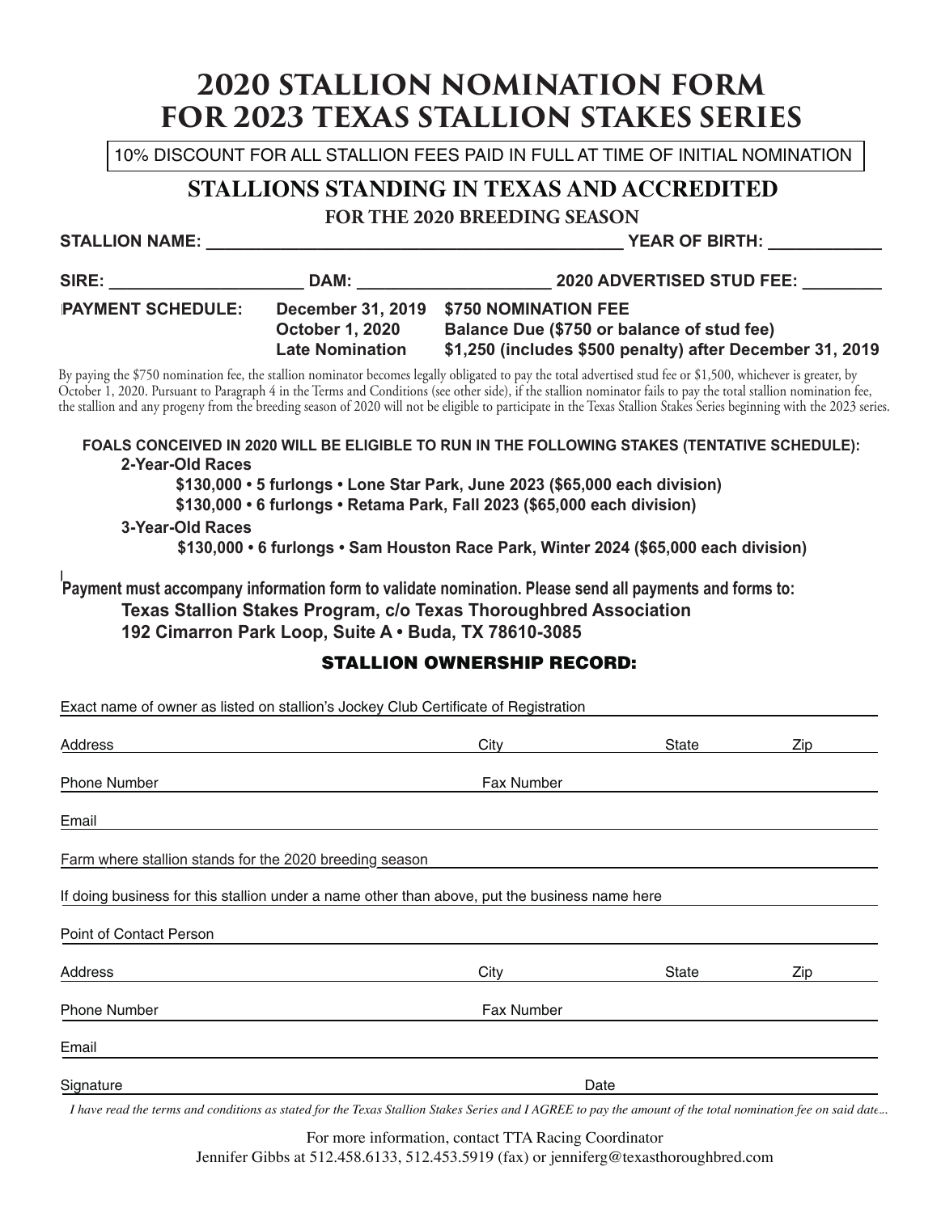# 2020 STALLION NOMINATION FORM FOR 2023 TEXAS STALLION STAKES SERIES

10% DISCOUNT FOR ALL STALLION FEES PAID IN FULL AT TIME OF INITIAL NOMINATION

## STALLIONS STANDING IN TEXAS AND ACCREDITED

### FOR THE 2020 BREEDING SEASON

**STALLION NAME:** ___________________________________________ **YEAR OF BIRTH:** ____________

**SIRE:** ____________________ **DAM:** ____________________ **2020 ADVERTISED STUD FEE:** ________

| | | |
|---|---|---|
| **PAYMENT SCHEDULE:** | **December 31, 2019** | **$750 NOMINATION FEE** |
| | **October 1, 2020** | **Balance Due ($750 or balance of stud fee)** |
| | **Late Nomination** | **$1,250 (includes $500 penalty) after December 31, 2019** |

By paying the $750 nomination fee, the stallion nominator becomes legally obligated to pay the total advertised stud fee or $1,500, whichever is greater, by October 1, 2020. Pursuant to Paragraph 4 in the Terms and Conditions (see other side), if the stallion nominator fails to pay the total stallion nomination fee, the stallion and any progeny from the breeding season of 2020 will not be eligible to participate in the Texas Stallion Stakes Series beginning with the 2023 series.

**FOALS CONCEIVED IN 2020 WILL BE ELIGIBLE TO RUN IN THE FOLLOWING STAKES (TENTATIVE SCHEDULE):**

**2-Year-Old Races**

- **$130,000 • 5 furlongs • Lone Star Park, June 2023 ($65,000 each division)**
- **$130,000 • 6 furlongs • Retama Park, Fall 2023 ($65,000 each division)**

**3-Year-Old Races**

- **$130,000 • 6 furlongs • Sam Houston Race Park, Winter 2024 ($65,000 each division)**

**Payment must accompany information form to validate nomination. Please send all payments and forms to:**

**Texas Stallion Stakes Program, c/o Texas Thoroughbred Association**
**192 Cimarron Park Loop, Suite A • Buda, TX 78610-3085**

## STALLION OWNERSHIP RECORD:

Exact name of owner as listed on stallion's Jockey Club Certificate of Registration ____________________

Address ____________________ City ____________ State ________ Zip ________

Phone Number ____________________ Fax Number ____________________

Email ____________________

Farm where stallion stands for the 2020 breeding season ____________________

If doing business for this stallion under a name other than above, put the business name here ____________________

Point of Contact Person ____________________

Address ____________________ City ____________ State ________ Zip ________

Phone Number ____________________ Fax Number ____________________

Email ____________________

Signature ____________________ Date ____________

*I have read the terms and conditions as stated for the Texas Stallion Stakes Series and I AGREE to pay the amount of the total nomination fee on said date...*

For more information, contact TTA Racing Coordinator
Jennifer Gibbs at 512.458.6133, 512.453.5919 (fax) or jenniferg@texasthoroughbred.com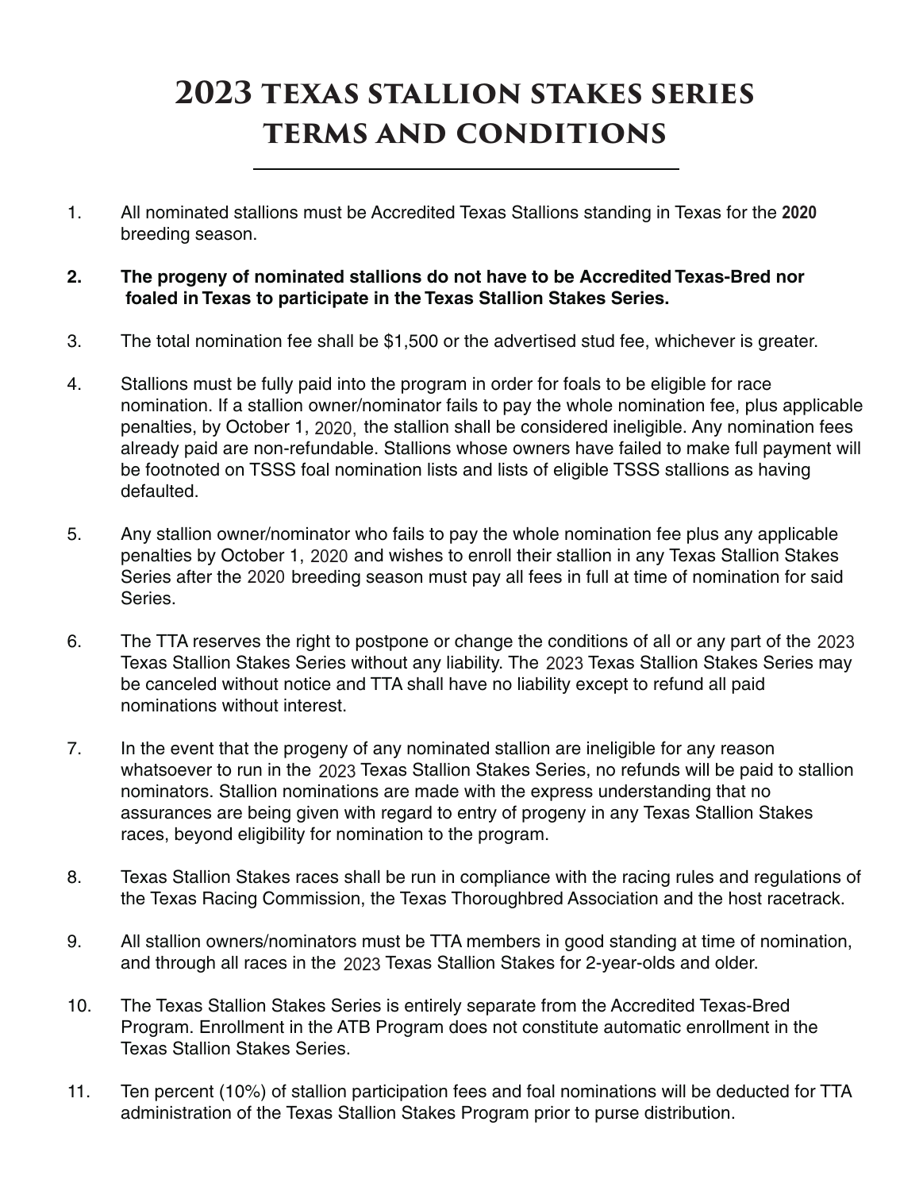# 2023 Texas Stallion Stakes Series Terms and Conditions

1. All nominated stallions must be Accredited Texas Stallions standing in Texas for the **2020** breeding season.

2. **The progeny of nominated stallions do not have to be Accredited Texas-Bred nor foaled in Texas to participate in the Texas Stallion Stakes Series.**

3. The total nomination fee shall be $1,500 or the advertised stud fee, whichever is greater.

4. Stallions must be fully paid into the program in order for foals to be eligible for race nomination. If a stallion owner/nominator fails to pay the whole nomination fee, plus applicable penalties, by October 1, 2020, the stallion shall be considered ineligible. Any nomination fees already paid are non-refundable. Stallions whose owners have failed to make full payment will be footnoted on TSSS foal nomination lists and lists of eligible TSSS stallions as having defaulted.

5. Any stallion owner/nominator who fails to pay the whole nomination fee plus any applicable penalties by October 1, 2020 and wishes to enroll their stallion in any Texas Stallion Stakes Series after the 2020 breeding season must pay all fees in full at time of nomination for said Series.

6. The TTA reserves the right to postpone or change the conditions of all or any part of the 2023 Texas Stallion Stakes Series without any liability. The 2023 Texas Stallion Stakes Series may be canceled without notice and TTA shall have no liability except to refund all paid nominations without interest.

7. In the event that the progeny of any nominated stallion are ineligible for any reason whatsoever to run in the 2023 Texas Stallion Stakes Series, no refunds will be paid to stallion nominators. Stallion nominations are made with the express understanding that no assurances are being given with regard to entry of progeny in any Texas Stallion Stakes races, beyond eligibility for nomination to the program.

8. Texas Stallion Stakes races shall be run in compliance with the racing rules and regulations of the Texas Racing Commission, the Texas Thoroughbred Association and the host racetrack.

9. All stallion owners/nominators must be TTA members in good standing at time of nomination, and through all races in the 2023 Texas Stallion Stakes for 2-year-olds and older.

10. The Texas Stallion Stakes Series is entirely separate from the Accredited Texas-Bred Program. Enrollment in the ATB Program does not constitute automatic enrollment in the Texas Stallion Stakes Series.

11. Ten percent (10%) of stallion participation fees and foal nominations will be deducted for TTA administration of the Texas Stallion Stakes Program prior to purse distribution.